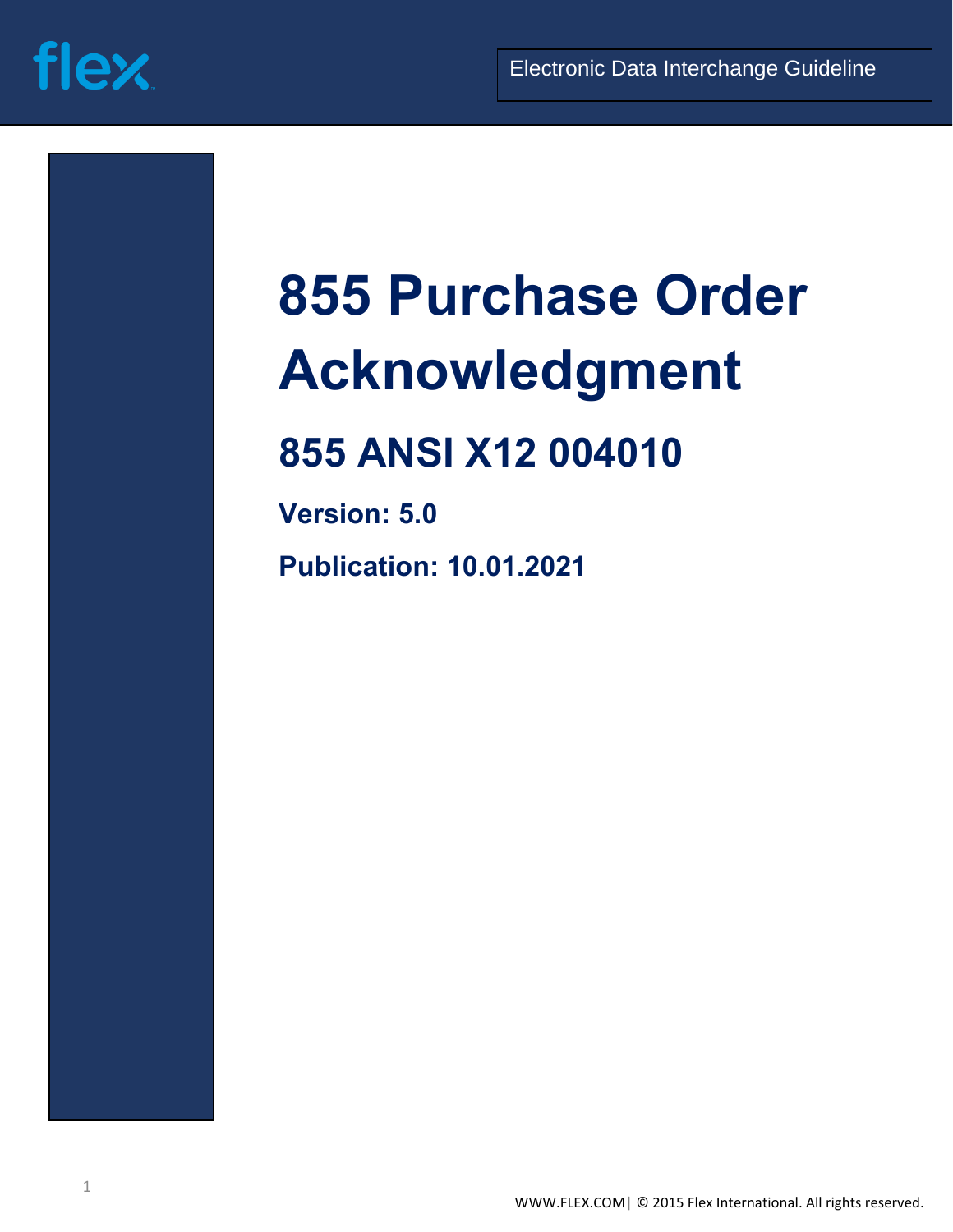Electronic Data Interchange Guideline

# 855 Purchase Order Acknowledgment

## 855 ANSI X12 004010

**Version: 5.0**

**Publication: 10.01.2021**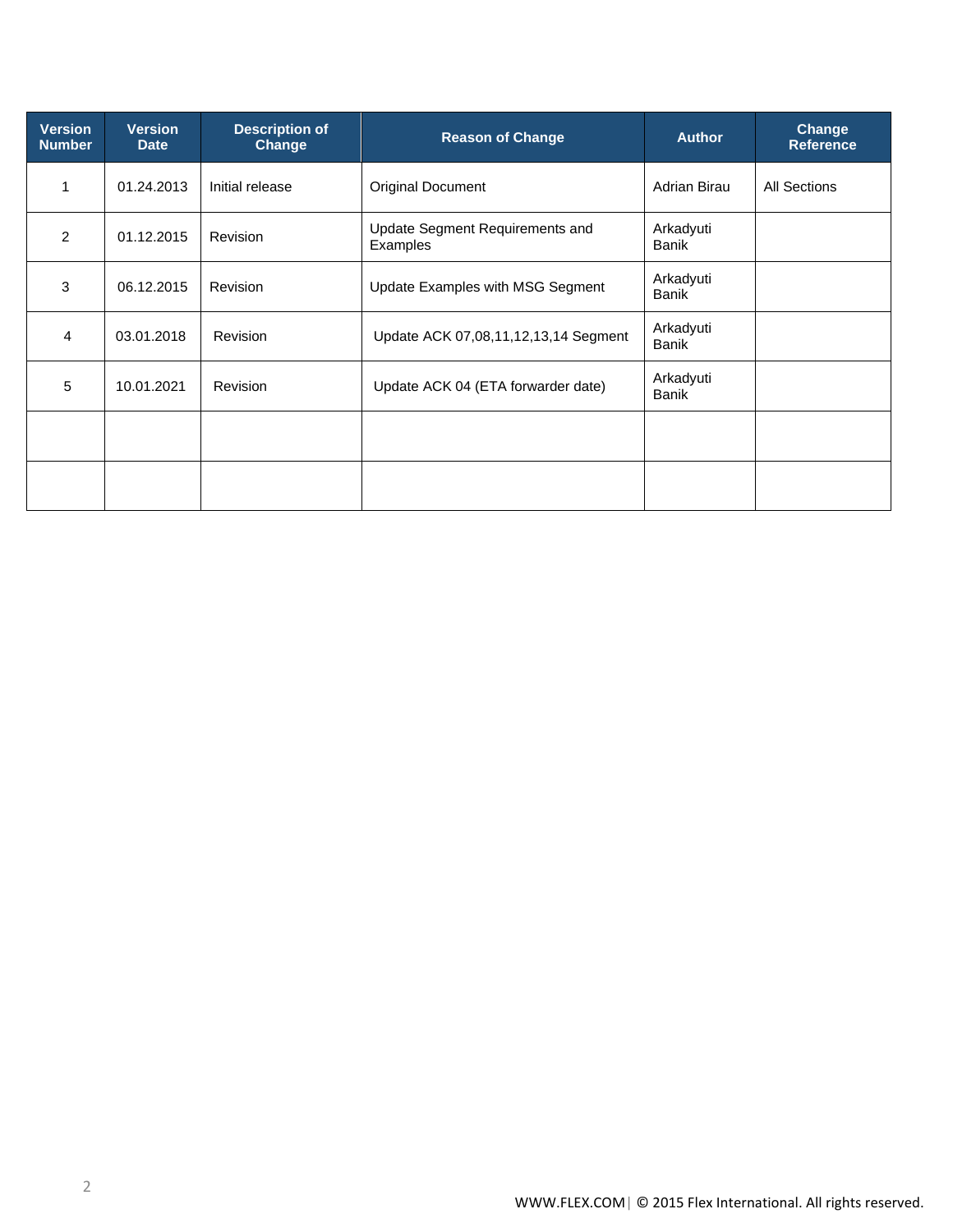| Version Number | Version Date | Description of Change | Reason of Change | Author | Change Reference |
|---|---|---|---|---|---|
| 1 | 01.24.2013 | Initial release | Original Document | Adrian Birau | All Sections |
| 2 | 01.12.2015 | Revision | Update Segment Requirements and Examples | Arkadyuti Banik | |
| 3 | 06.12.2015 | Revision | Update Examples with MSG Segment | Arkadyuti Banik | |
| 4 | 03.01.2018 | Revision | Update ACK 07,08,11,12,13,14 Segment | Arkadyuti Banik | |
| 5 | 10.01.2021 | Revision | Update ACK 04 (ETA forwarder date) | Arkadyuti Banik | |
| | | | | | |
| | | | | | |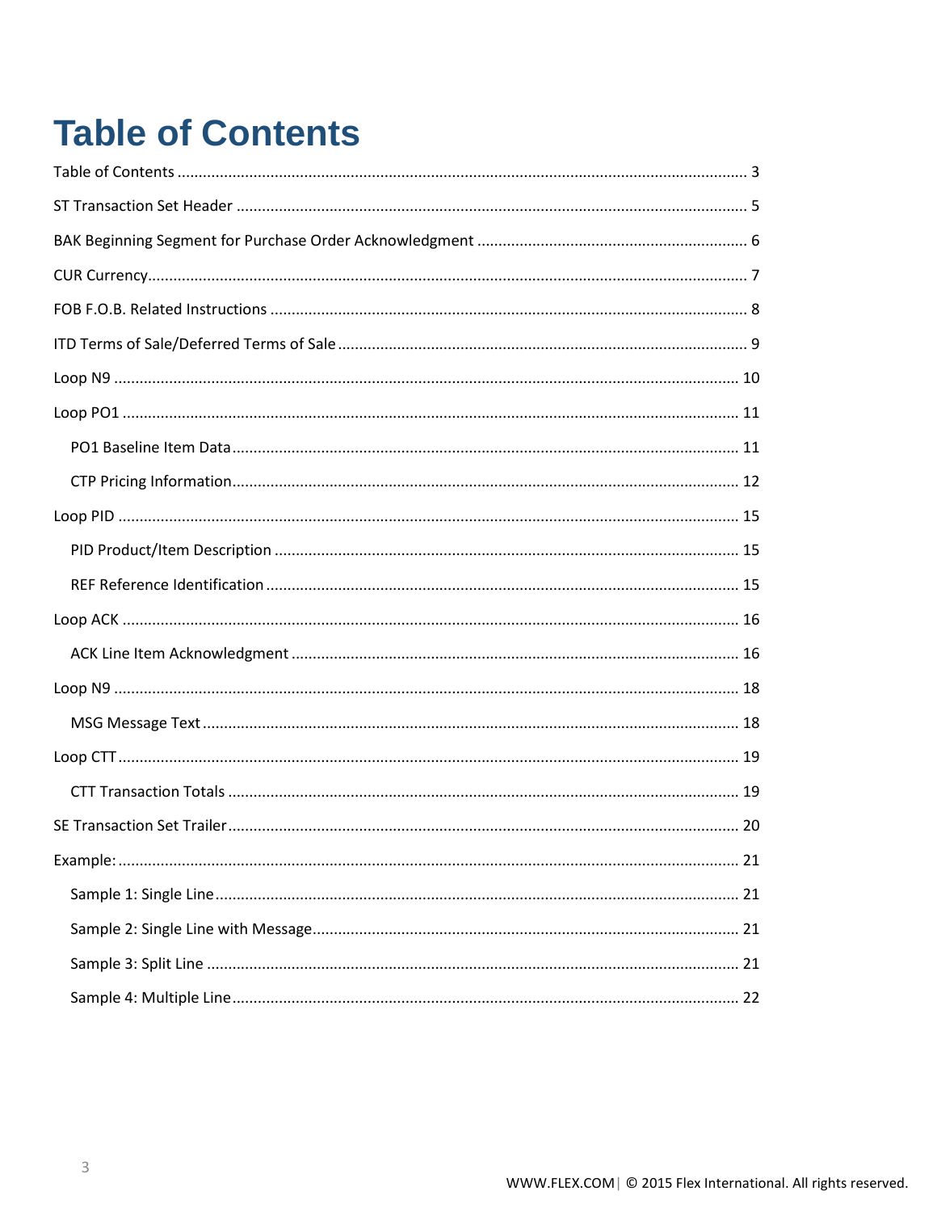# Table of Contents

Table of Contents ........................................................................................................................ 3

ST Transaction Set Header ........................................................................................................ 5

BAK Beginning Segment for Purchase Order Acknowledgment ................................................ 6

CUR Currency.............................................................................................................................. 7

FOB F.O.B. Related Instructions ................................................................................................ 8

ITD Terms of Sale/Deferred Terms of Sale ................................................................................ 9

Loop N9 ..................................................................................................................................... 10

Loop PO1 ................................................................................................................................... 11

- PO1 Baseline Item Data ........................................................................................................ 11
- CTP Pricing Information ........................................................................................................ 12

Loop PID .................................................................................................................................... 15

- PID Product/Item Description ............................................................................................... 15
- REF Reference Identification ................................................................................................ 15

Loop ACK ................................................................................................................................... 16

- ACK Line Item Acknowledgment .......................................................................................... 16

Loop N9 ..................................................................................................................................... 18

- MSG Message Text ............................................................................................................... 18

Loop CTT .................................................................................................................................... 19

- CTT Transaction Totals ........................................................................................................ 19

SE Transaction Set Trailer ........................................................................................................ 20

Example: .................................................................................................................................... 21

- Sample 1: Single Line ........................................................................................................... 21
- Sample 2: Single Line with Message .................................................................................... 21
- Sample 3: Split Line ............................................................................................................. 21
- Sample 4: Multiple Line ....................................................................................................... 22

WWW.FLEX.COM | © 2015 Flex International. All rights reserved.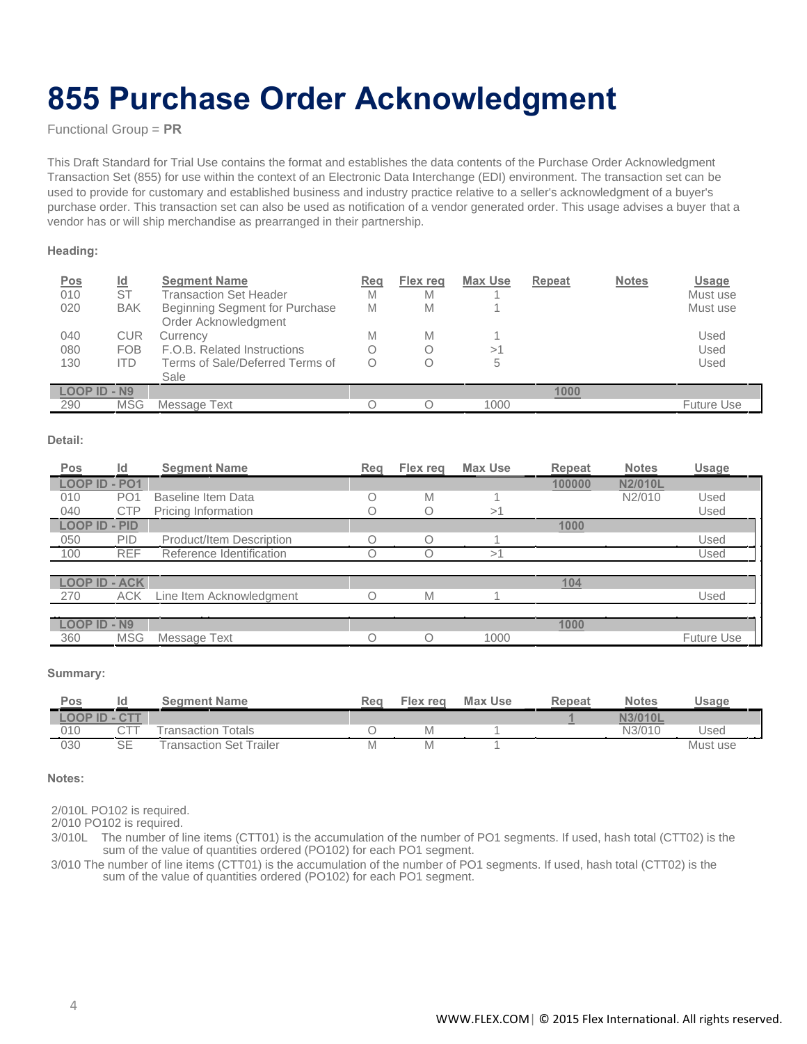# 855 Purchase Order Acknowledgment

Functional Group = **PR**

This Draft Standard for Trial Use contains the format and establishes the data contents of the Purchase Order Acknowledgment Transaction Set (855) for use within the context of an Electronic Data Interchange (EDI) environment. The transaction set can be used to provide for customary and established business and industry practice relative to a seller's acknowledgment of a buyer's purchase order. This transaction set can also be used as notification of a vendor generated order. This usage advises a buyer that a vendor has or will ship merchandise as prearranged in their partnership.

**Heading:**

| Pos | Id | Segment Name | Req | Flex req | Max Use | Repeat | Notes | Usage |
|---|---|---|---|---|---|---|---|---|
| 010 | ST | Transaction Set Header | M | M | 1 | | | Must use |
| 020 | BAK | Beginning Segment for Purchase Order Acknowledgment | M | M | 1 | | | Must use |
| 040 | CUR | Currency | M | M | 1 | | | Used |
| 080 | FOB | F.O.B. Related Instructions | O | O | >1 | | | Used |
| 130 | ITD | Terms of Sale/Deferred Terms of Sale | O | O | 5 | | | Used |
| LOOP ID - N9 | | | | | | 1000 | | |
| 290 | MSG | Message Text | O | O | 1000 | | | Future Use |

**Detail:**

| Pos | Id | Segment Name | Req | Flex req | Max Use | Repeat | Notes | Usage |
|---|---|---|---|---|---|---|---|---|
| LOOP ID - PO1 | | | | | | 100000 | N2/010L | |
| 010 | PO1 | Baseline Item Data | O | M | 1 | | N2/010 | Used |
| 040 | CTP | Pricing Information | O | O | >1 | | | Used |
| LOOP ID - PID | | | | | | 1000 | | |
| 050 | PID | Product/Item Description | O | O | 1 | | | Used |
| 100 | REF | Reference Identification | O | O | >1 | | | Used |
| LOOP ID - ACK | | | | | | 104 | | |
| 270 | ACK | Line Item Acknowledgment | O | M | 1 | | | Used |
| LOOP ID - N9 | | | | | | 1000 | | |
| 360 | MSG | Message Text | O | O | 1000 | | | Future Use |

**Summary:**

| Pos | Id | Segment Name | Req | Flex req | Max Use | Repeat | Notes | Usage |
|---|---|---|---|---|---|---|---|---|
| LOOP ID - CTT | | | | | | 1 | N3/010L | |
| 010 | CTT | Transaction Totals | O | M | 1 | | N3/010 | Used |
| 030 | SE | Transaction Set Trailer | M | M | 1 | | | Must use |

**Notes:**

2/010L PO102 is required.
2/010 PO102 is required.
3/010L The number of line items (CTT01) is the accumulation of the number of PO1 segments. If used, hash total (CTT02) is the sum of the value of quantities ordered (PO102) for each PO1 segment.
3/010 The number of line items (CTT01) is the accumulation of the number of PO1 segments. If used, hash total (CTT02) is the sum of the value of quantities ordered (PO102) for each PO1 segment.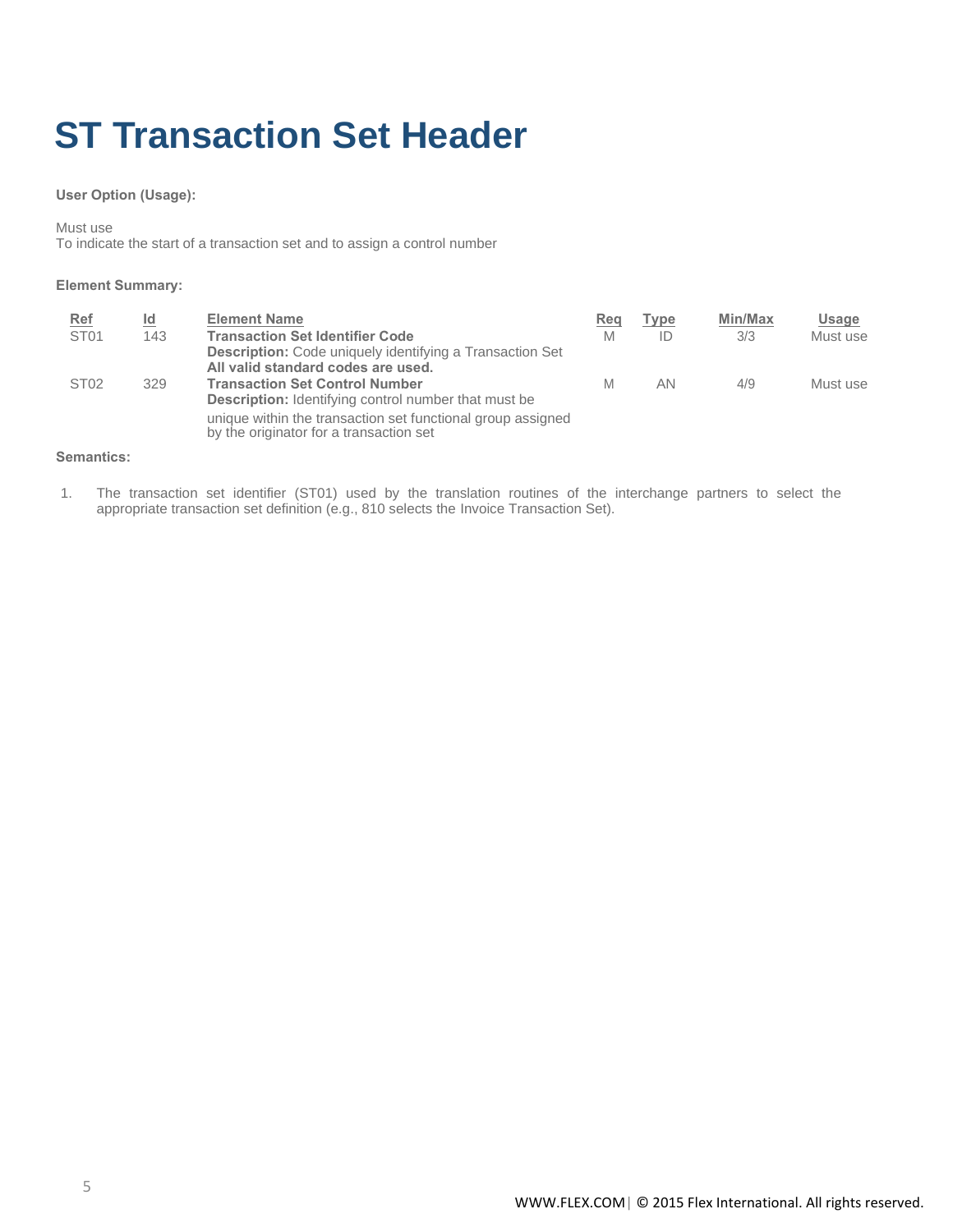# ST Transaction Set Header

**User Option (Usage):**

Must use
To indicate the start of a transaction set and to assign a control number

**Element Summary:**

| Ref | Id | Element Name | Req | Type | Min/Max | Usage |
|---|---|---|---|---|---|---|
| ST01 | 143 | **Transaction Set Identifier Code**<br>**Description:** Code uniquely identifying a Transaction Set<br>**All valid standard codes are used.** | M | ID | 3/3 | Must use |
| ST02 | 329 | **Transaction Set Control Number**<br>**Description:** Identifying control number that must be unique within the transaction set functional group assigned by the originator for a transaction set | M | AN | 4/9 | Must use |

**Semantics:**

1. The transaction set identifier (ST01) used by the translation routines of the interchange partners to select the appropriate transaction set definition (e.g., 810 selects the Invoice Transaction Set).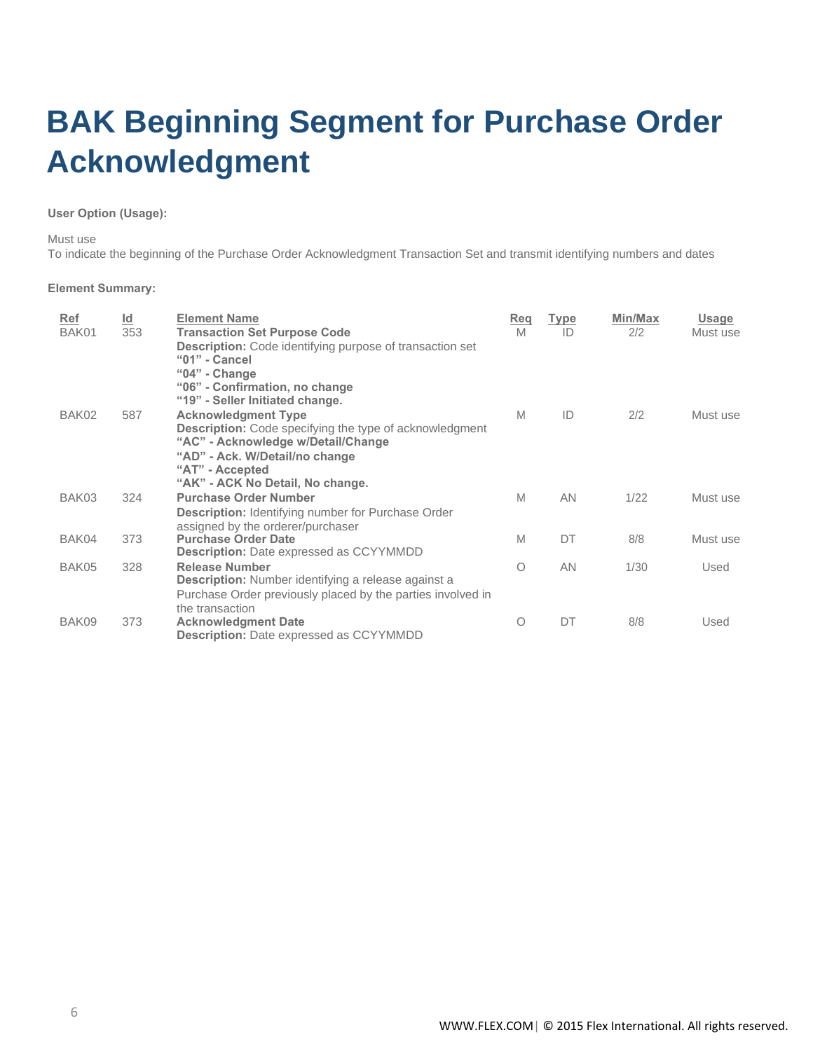# BAK Beginning Segment for Purchase Order Acknowledgment

**User Option (Usage):**

Must use
To indicate the beginning of the Purchase Order Acknowledgment Transaction Set and transmit identifying numbers and dates

**Element Summary:**

| Ref | Id | Element Name | Req | Type | Min/Max | Usage |
|---|---|---|---|---|---|---|
| BAK01 | 353 | **Transaction Set Purpose Code**<br>**Description:** Code identifying purpose of transaction set<br>**"01" - Cancel**<br>**"04" - Change**<br>**"06" - Confirmation, no change**<br>**"19" - Seller Initiated change.** | M | ID | 2/2 | Must use |
| BAK02 | 587 | **Acknowledgment Type**<br>**Description:** Code specifying the type of acknowledgment<br>**"AC" - Acknowledge w/Detail/Change**<br>**"AD" - Ack. W/Detail/no change**<br>**"AT" - Accepted**<br>**"AK" - ACK No Detail, No change.** | M | ID | 2/2 | Must use |
| BAK03 | 324 | **Purchase Order Number**<br>**Description:** Identifying number for Purchase Order assigned by the orderer/purchaser | M | AN | 1/22 | Must use |
| BAK04 | 373 | **Purchase Order Date**<br>**Description:** Date expressed as CCYYMMDD | M | DT | 8/8 | Must use |
| BAK05 | 328 | **Release Number**<br>**Description:** Number identifying a release against a Purchase Order previously placed by the parties involved in the transaction | O | AN | 1/30 | Used |
| BAK09 | 373 | **Acknowledgment Date**<br>**Description:** Date expressed as CCYYMMDD | O | DT | 8/8 | Used |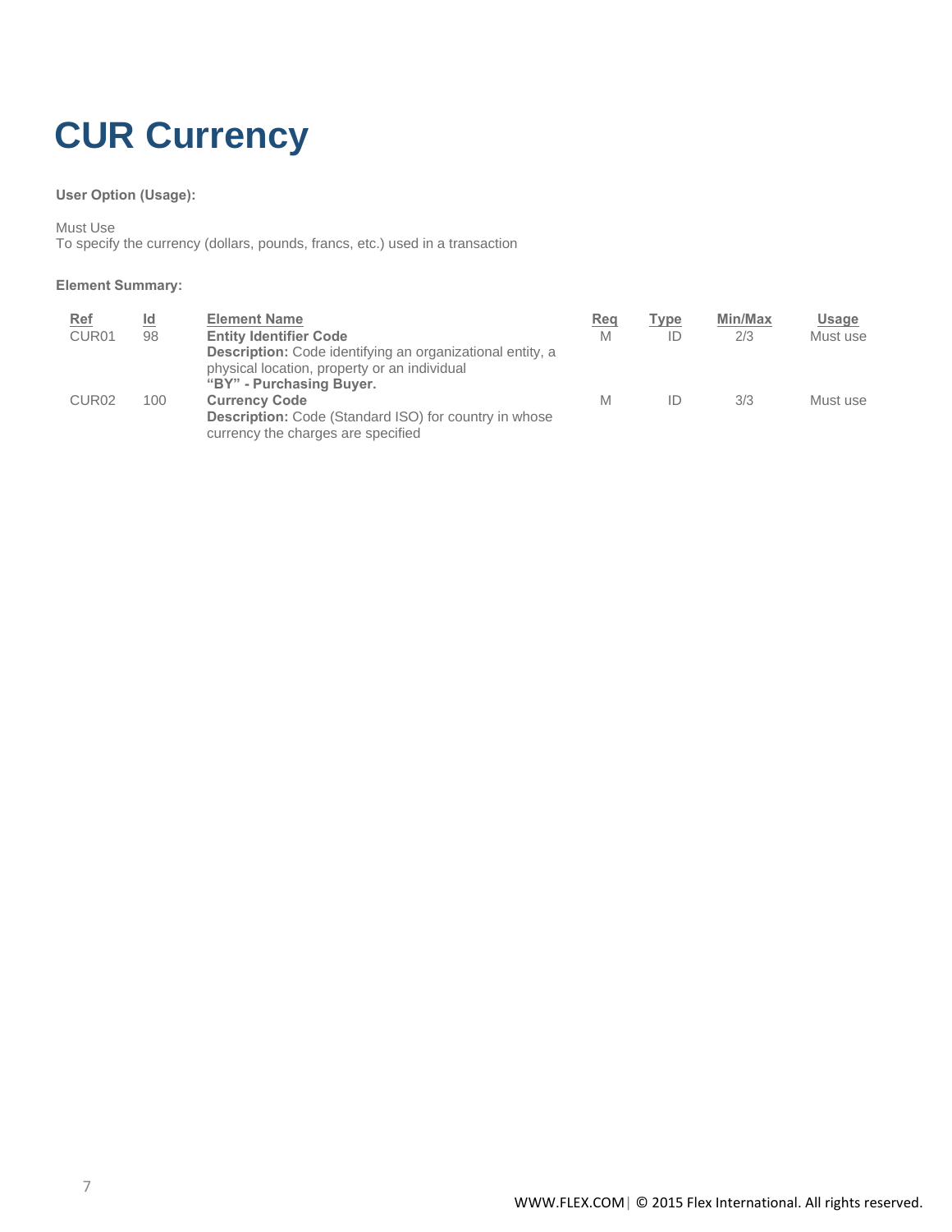# CUR Currency

**User Option (Usage):**

Must Use
To specify the currency (dollars, pounds, francs, etc.) used in a transaction

**Element Summary:**

| Ref | Id | Element Name | Req | Type | Min/Max | Usage |
|---|---|---|---|---|---|---|
| CUR01 | 98 | **Entity Identifier Code**<br>**Description:** Code identifying an organizational entity, a physical location, property or an individual<br>**"BY" - Purchasing Buyer.** | M | ID | 2/3 | Must use |
| CUR02 | 100 | **Currency Code**<br>**Description:** Code (Standard ISO) for country in whose currency the charges are specified | M | ID | 3/3 | Must use |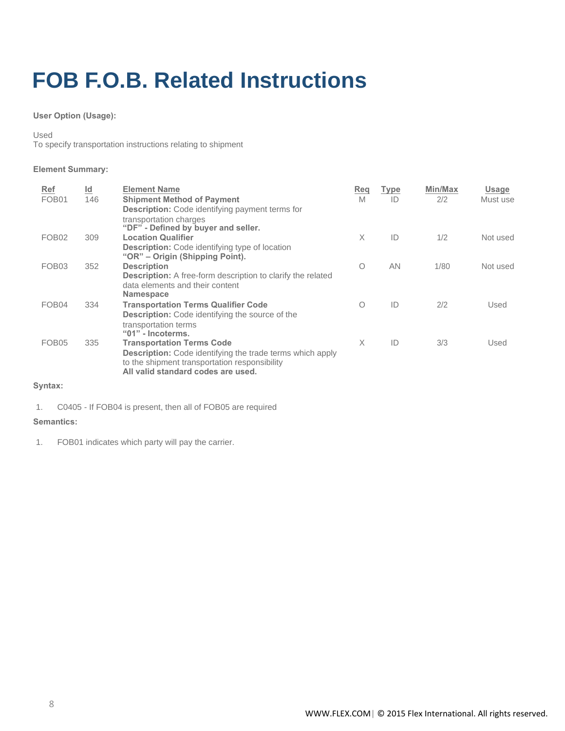# FOB F.O.B. Related Instructions

**User Option (Usage):**

Used
To specify transportation instructions relating to shipment

**Element Summary:**

| Ref | Id | Element Name | Req | Type | Min/Max | Usage |
|---|---|---|---|---|---|---|
| FOB01 | 146 | **Shipment Method of Payment** **Description:** Code identifying payment terms for transportation charges **"DF" - Defined by buyer and seller.** | M | ID | 2/2 | Must use |
| FOB02 | 309 | **Location Qualifier** **Description:** Code identifying type of location **"OR" – Origin (Shipping Point).** | X | ID | 1/2 | Not used |
| FOB03 | 352 | **Description** **Description:** A free-form description to clarify the related data elements and their content **Namespace** | O | AN | 1/80 | Not used |
| FOB04 | 334 | **Transportation Terms Qualifier Code** **Description:** Code identifying the source of the transportation terms **"01" - Incoterms.** | O | ID | 2/2 | Used |
| FOB05 | 335 | **Transportation Terms Code** **Description:** Code identifying the trade terms which apply to the shipment transportation responsibility **All valid standard codes are used.** | X | ID | 3/3 | Used |

**Syntax:**

1. C0405 - If FOB04 is present, then all of FOB05 are required

**Semantics:**

1. FOB01 indicates which party will pay the carrier.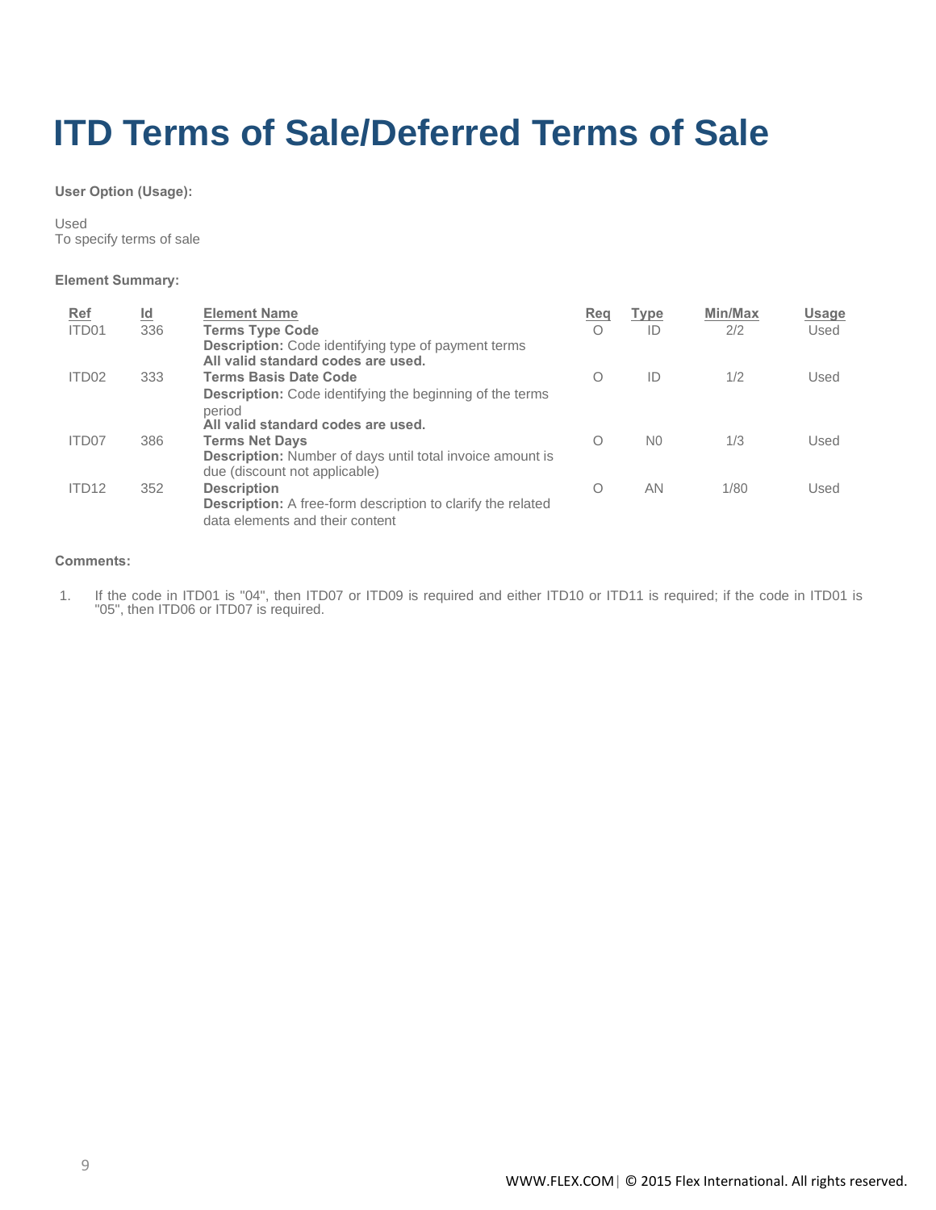# ITD Terms of Sale/Deferred Terms of Sale

**User Option (Usage):**

Used
To specify terms of sale

**Element Summary:**

| Ref | Id | Element Name | Req | Type | Min/Max | Usage |
|---|---|---|---|---|---|---|
| ITD01 | 336 | **Terms Type Code**<br>**Description:** Code identifying type of payment terms<br>**All valid standard codes are used.** | O | ID | 2/2 | Used |
| ITD02 | 333 | **Terms Basis Date Code**<br>**Description:** Code identifying the beginning of the terms period<br>**All valid standard codes are used.** | O | ID | 1/2 | Used |
| ITD07 | 386 | **Terms Net Days**<br>**Description:** Number of days until total invoice amount is due (discount not applicable) | O | N0 | 1/3 | Used |
| ITD12 | 352 | **Description**<br>**Description:** A free-form description to clarify the related data elements and their content | O | AN | 1/80 | Used |

**Comments:**

1. If the code in ITD01 is "04", then ITD07 or ITD09 is required and either ITD10 or ITD11 is required; if the code in ITD01 is "05", then ITD06 or ITD07 is required.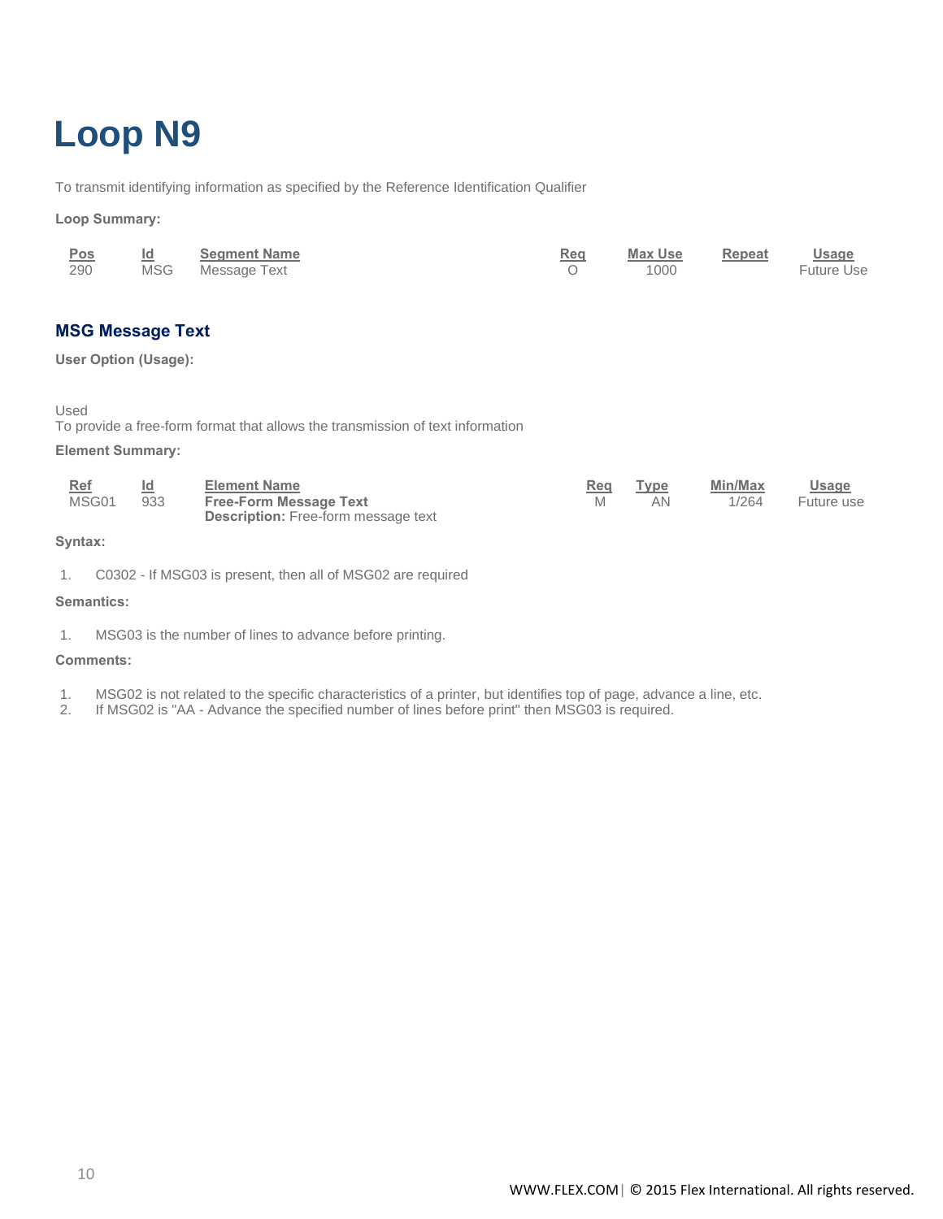# Loop N9

To transmit identifying information as specified by the Reference Identification Qualifier

**Loop Summary:**

| Pos | Id | Segment Name | Req | Max Use | Repeat | Usage |
|---|---|---|---|---|---|---|
| 290 | MSG | Message Text | O | 1000 | | Future Use |

### MSG Message Text

**User Option (Usage):**

Used

To provide a free-form format that allows the transmission of text information

**Element Summary:**

| Ref | Id | Element Name | Req | Type | Min/Max | Usage |
|---|---|---|---|---|---|---|
| MSG01 | 933 | **Free-Form Message Text**<br>**Description:** Free-form message text | M | AN | 1/264 | Future use |

**Syntax:**

1. C0302 - If MSG03 is present, then all of MSG02 are required

**Semantics:**

1. MSG03 is the number of lines to advance before printing.

**Comments:**

1. MSG02 is not related to the specific characteristics of a printer, but identifies top of page, advance a line, etc.
2. If MSG02 is "AA - Advance the specified number of lines before print" then MSG03 is required.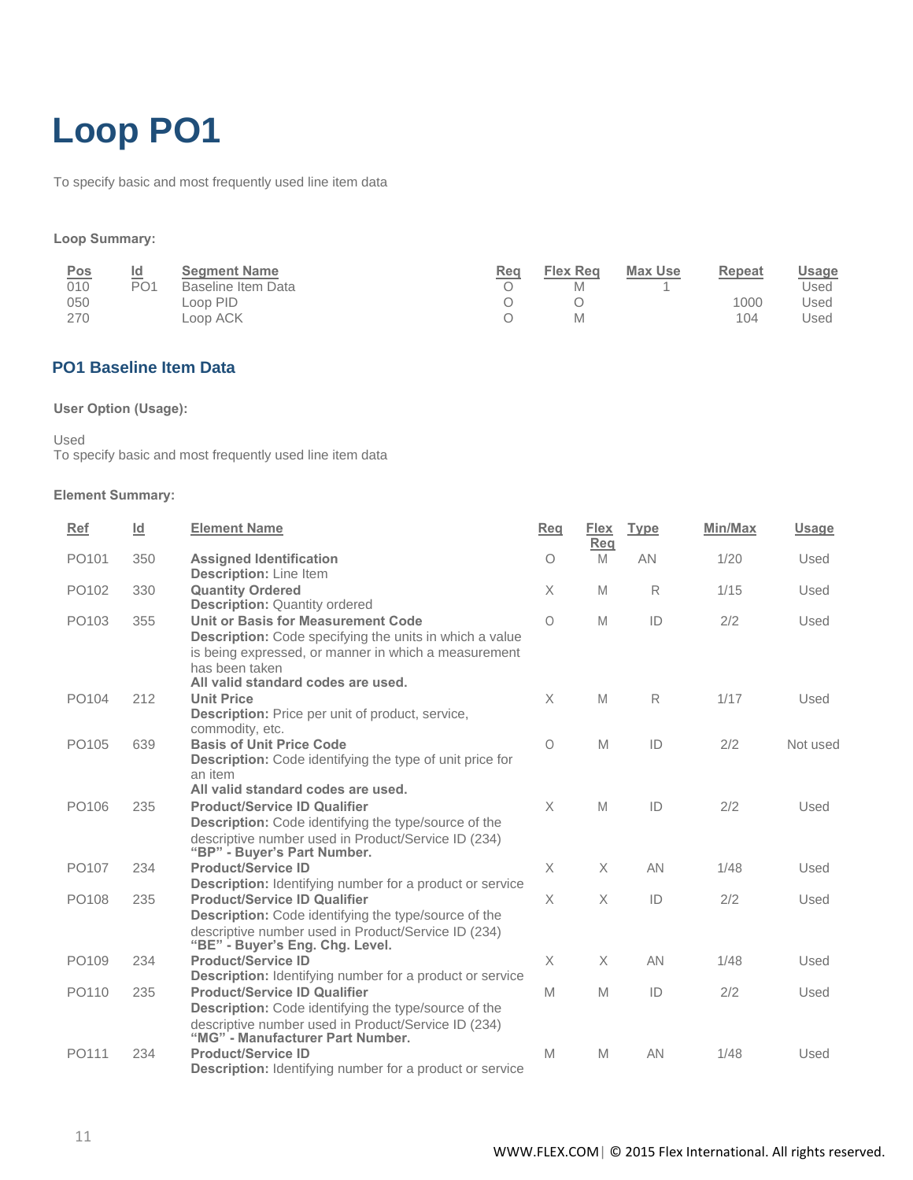# Loop PO1

To specify basic and most frequently used line item data

**Loop Summary:**

| Pos | Id | Segment Name | Req | Flex Req | Max Use | Repeat | Usage |
|---|---|---|---|---|---|---|---|
| 010 | PO1 | Baseline Item Data | O | M | 1 | | Used |
| 050 | | Loop PID | O | O | | 1000 | Used |
| 270 | | Loop ACK | O | M | | 104 | Used |

## PO1 Baseline Item Data

**User Option (Usage):**

Used
To specify basic and most frequently used line item data

**Element Summary:**

| Ref | Id | Element Name | Req | Flex Req | Type | Min/Max | Usage |
|---|---|---|---|---|---|---|---|
| PO101 | 350 | **Assigned Identification**<br>**Description:** Line Item | O | M | AN | 1/20 | Used |
| PO102 | 330 | **Quantity Ordered**<br>**Description:** Quantity ordered | X | M | R | 1/15 | Used |
| PO103 | 355 | **Unit or Basis for Measurement Code**<br>**Description:** Code specifying the units in which a value is being expressed, or manner in which a measurement has been taken<br>**All valid standard codes are used.** | O | M | ID | 2/2 | Used |
| PO104 | 212 | **Unit Price**<br>**Description:** Price per unit of product, service, commodity, etc. | X | M | R | 1/17 | Used |
| PO105 | 639 | **Basis of Unit Price Code**<br>**Description:** Code identifying the type of unit price for an item<br>**All valid standard codes are used.** | O | M | ID | 2/2 | Not used |
| PO106 | 235 | **Product/Service ID Qualifier**<br>**Description:** Code identifying the type/source of the descriptive number used in Product/Service ID (234)<br>**"BP" - Buyer's Part Number.** | X | M | ID | 2/2 | Used |
| PO107 | 234 | **Product/Service ID**<br>**Description:** Identifying number for a product or service | X | X | AN | 1/48 | Used |
| PO108 | 235 | **Product/Service ID Qualifier**<br>**Description:** Code identifying the type/source of the descriptive number used in Product/Service ID (234)<br>**"BE" - Buyer's Eng. Chg. Level.** | X | X | ID | 2/2 | Used |
| PO109 | 234 | **Product/Service ID**<br>**Description:** Identifying number for a product or service | X | X | AN | 1/48 | Used |
| PO110 | 235 | **Product/Service ID Qualifier**<br>**Description:** Code identifying the type/source of the descriptive number used in Product/Service ID (234)<br>**"MG" - Manufacturer Part Number.** | M | M | ID | 2/2 | Used |
| PO111 | 234 | **Product/Service ID**<br>**Description:** Identifying number for a product or service | M | M | AN | 1/48 | Used |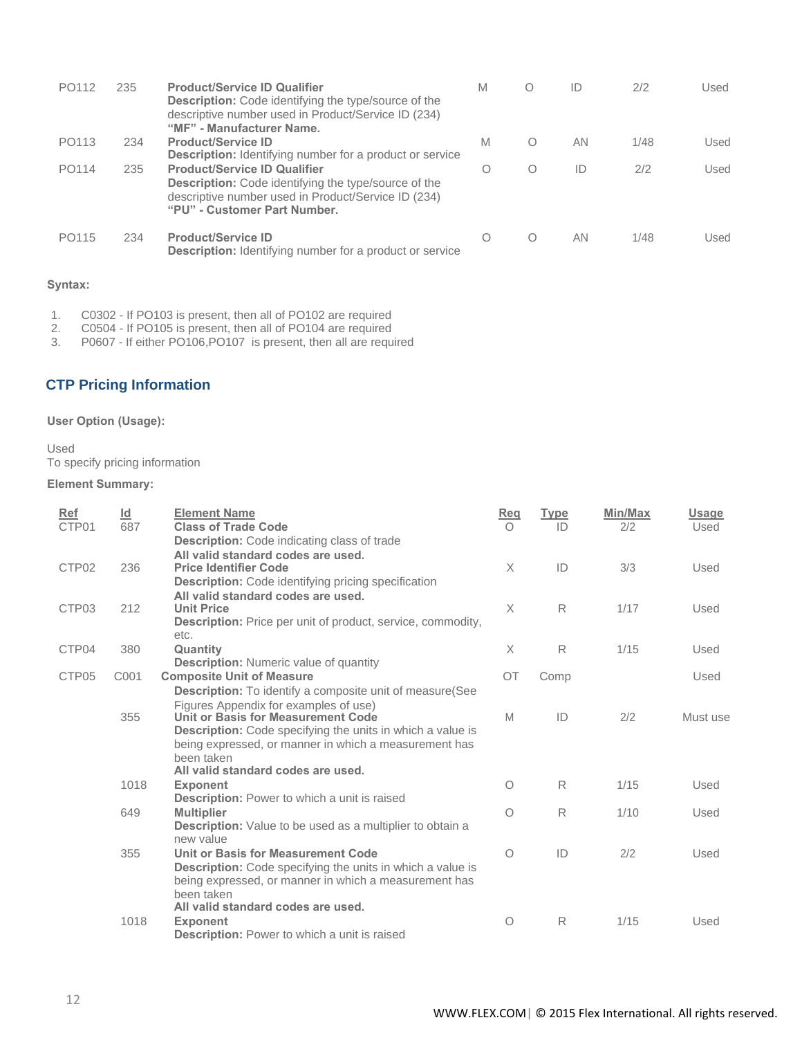| | | | | | | | |
|---|---|---|---|---|---|---|---|
| PO112 | 235 | **Product/Service ID Qualifier**<br>**Description:** Code identifying the type/source of the descriptive number used in Product/Service ID (234)<br>**"MF" - Manufacturer Name.** | M | O | ID | 2/2 | Used |
| PO113 | 234 | **Product/Service ID**<br>**Description:** Identifying number for a product or service | M | O | AN | 1/48 | Used |
| PO114 | 235 | **Product/Service ID Qualifier**<br>**Description:** Code identifying the type/source of the descriptive number used in Product/Service ID (234)<br>**"PU" - Customer Part Number.** | O | O | ID | 2/2 | Used |
| PO115 | 234 | **Product/Service ID**<br>**Description:** Identifying number for a product or service | O | O | AN | 1/48 | Used |

**Syntax:**

1. C0302 - If PO103 is present, then all of PO102 are required
2. C0504 - If PO105 is present, then all of PO104 are required
3. P0607 - If either PO106,PO107 is present, then all are required

## CTP Pricing Information

**User Option (Usage):**

Used
To specify pricing information

**Element Summary:**

| Ref | Id | Element Name | Req | Type | Min/Max | Usage |
|---|---|---|---|---|---|---|
| CTP01 | 687 | **Class of Trade Code**<br>**Description:** Code indicating class of trade<br>**All valid standard codes are used.** | O | ID | 2/2 | Used |
| CTP02 | 236 | **Price Identifier Code**<br>**Description:** Code identifying pricing specification<br>**All valid standard codes are used.** | X | ID | 3/3 | Used |
| CTP03 | 212 | **Unit Price**<br>**Description:** Price per unit of product, service, commodity, etc. | X | R | 1/17 | Used |
| CTP04 | 380 | **Quantity**<br>**Description:** Numeric value of quantity | X | R | 1/15 | Used |
| CTP05 | C001 | **Composite Unit of Measure**<br>**Description:** To identify a composite unit of measure(See Figures Appendix for examples of use) | OT | Comp | | Used |
| | 355 | **Unit or Basis for Measurement Code**<br>**Description:** Code specifying the units in which a value is being expressed, or manner in which a measurement has been taken<br>**All valid standard codes are used.** | M | ID | 2/2 | Must use |
| | 1018 | **Exponent**<br>**Description:** Power to which a unit is raised | O | R | 1/15 | Used |
| | 649 | **Multiplier**<br>**Description:** Value to be used as a multiplier to obtain a new value | O | R | 1/10 | Used |
| | 355 | **Unit or Basis for Measurement Code**<br>**Description:** Code specifying the units in which a value is being expressed, or manner in which a measurement has been taken<br>**All valid standard codes are used.** | O | ID | 2/2 | Used |
| | 1018 | **Exponent**<br>**Description:** Power to which a unit is raised | O | R | 1/15 | Used |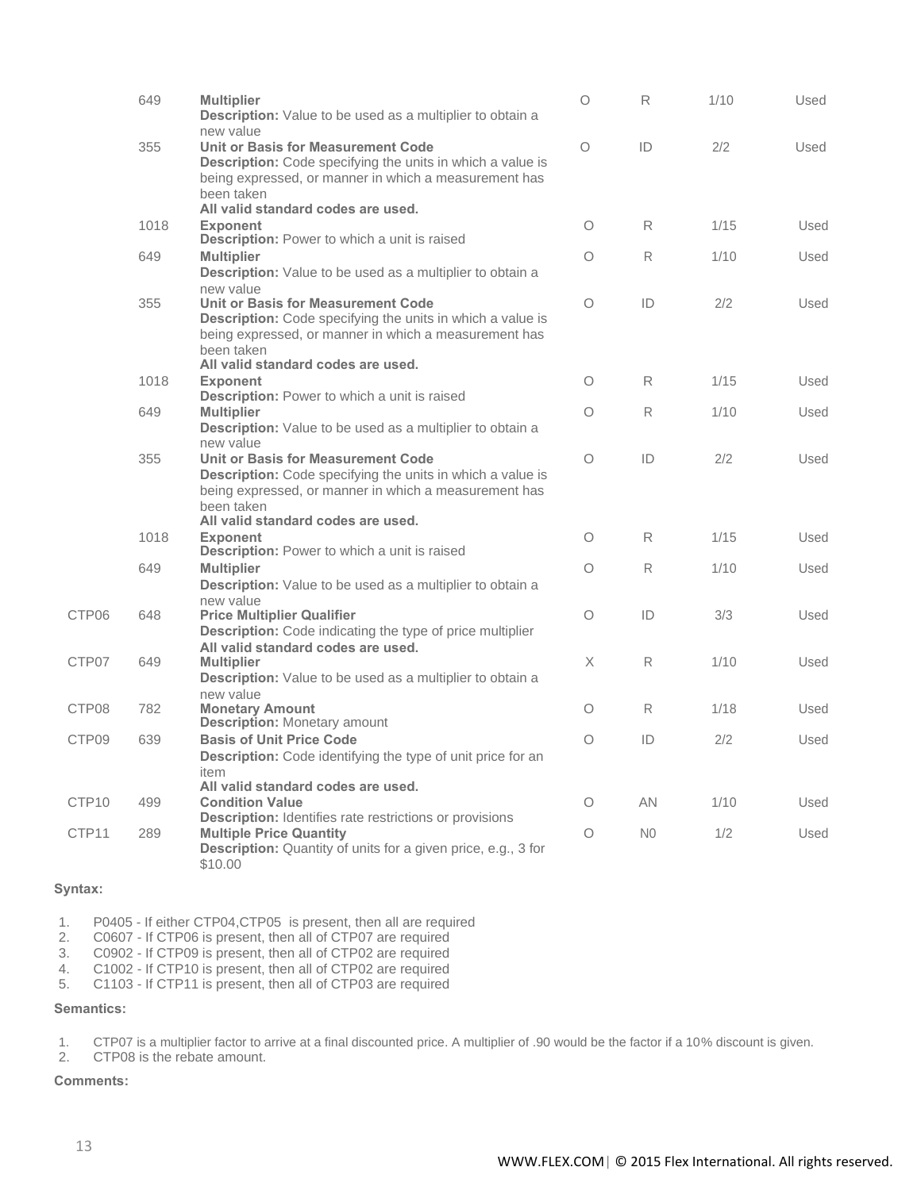| Ref | ID | Element | Req | Type | Min/Max | Usage |
|---|---|---|---|---|---|---|
| | 649 | **Multiplier**<br>**Description:** Value to be used as a multiplier to obtain a new value | O | R | 1/10 | Used |
| | 355 | **Unit or Basis for Measurement Code**<br>**Description:** Code specifying the units in which a value is being expressed, or manner in which a measurement has been taken<br>**All valid standard codes are used.** | O | ID | 2/2 | Used |
| | 1018 | **Exponent**<br>**Description:** Power to which a unit is raised | O | R | 1/15 | Used |
| | 649 | **Multiplier**<br>**Description:** Value to be used as a multiplier to obtain a new value | O | R | 1/10 | Used |
| | 355 | **Unit or Basis for Measurement Code**<br>**Description:** Code specifying the units in which a value is being expressed, or manner in which a measurement has been taken<br>**All valid standard codes are used.** | O | ID | 2/2 | Used |
| | 1018 | **Exponent**<br>**Description:** Power to which a unit is raised | O | R | 1/15 | Used |
| | 649 | **Multiplier**<br>**Description:** Value to be used as a multiplier to obtain a new value | O | R | 1/10 | Used |
| | 355 | **Unit or Basis for Measurement Code**<br>**Description:** Code specifying the units in which a value is being expressed, or manner in which a measurement has been taken<br>**All valid standard codes are used.** | O | ID | 2/2 | Used |
| | 1018 | **Exponent**<br>**Description:** Power to which a unit is raised | O | R | 1/15 | Used |
| | 649 | **Multiplier**<br>**Description:** Value to be used as a multiplier to obtain a new value | O | R | 1/10 | Used |
| CTP06 | 648 | **Price Multiplier Qualifier**<br>**Description:** Code indicating the type of price multiplier<br>**All valid standard codes are used.** | O | ID | 3/3 | Used |
| CTP07 | 649 | **Multiplier**<br>**Description:** Value to be used as a multiplier to obtain a new value | X | R | 1/10 | Used |
| CTP08 | 782 | **Monetary Amount**<br>**Description:** Monetary amount | O | R | 1/18 | Used |
| CTP09 | 639 | **Basis of Unit Price Code**<br>**Description:** Code identifying the type of unit price for an item<br>**All valid standard codes are used.** | O | ID | 2/2 | Used |
| CTP10 | 499 | **Condition Value**<br>**Description:** Identifies rate restrictions or provisions | O | AN | 1/10 | Used |
| CTP11 | 289 | **Multiple Price Quantity**<br>**Description:** Quantity of units for a given price, e.g., 3 for $10.00 | O | N0 | 1/2 | Used |

**Syntax:**

1. P0405 - If either CTP04,CTP05 is present, then all are required
2. C0607 - If CTP06 is present, then all of CTP07 are required
3. C0902 - If CTP09 is present, then all of CTP02 are required
4. C1002 - If CTP10 is present, then all of CTP02 are required
5. C1103 - If CTP11 is present, then all of CTP03 are required

**Semantics:**

1. CTP07 is a multiplier factor to arrive at a final discounted price. A multiplier of .90 would be the factor if a 10% discount is given.
2. CTP08 is the rebate amount.

**Comments:**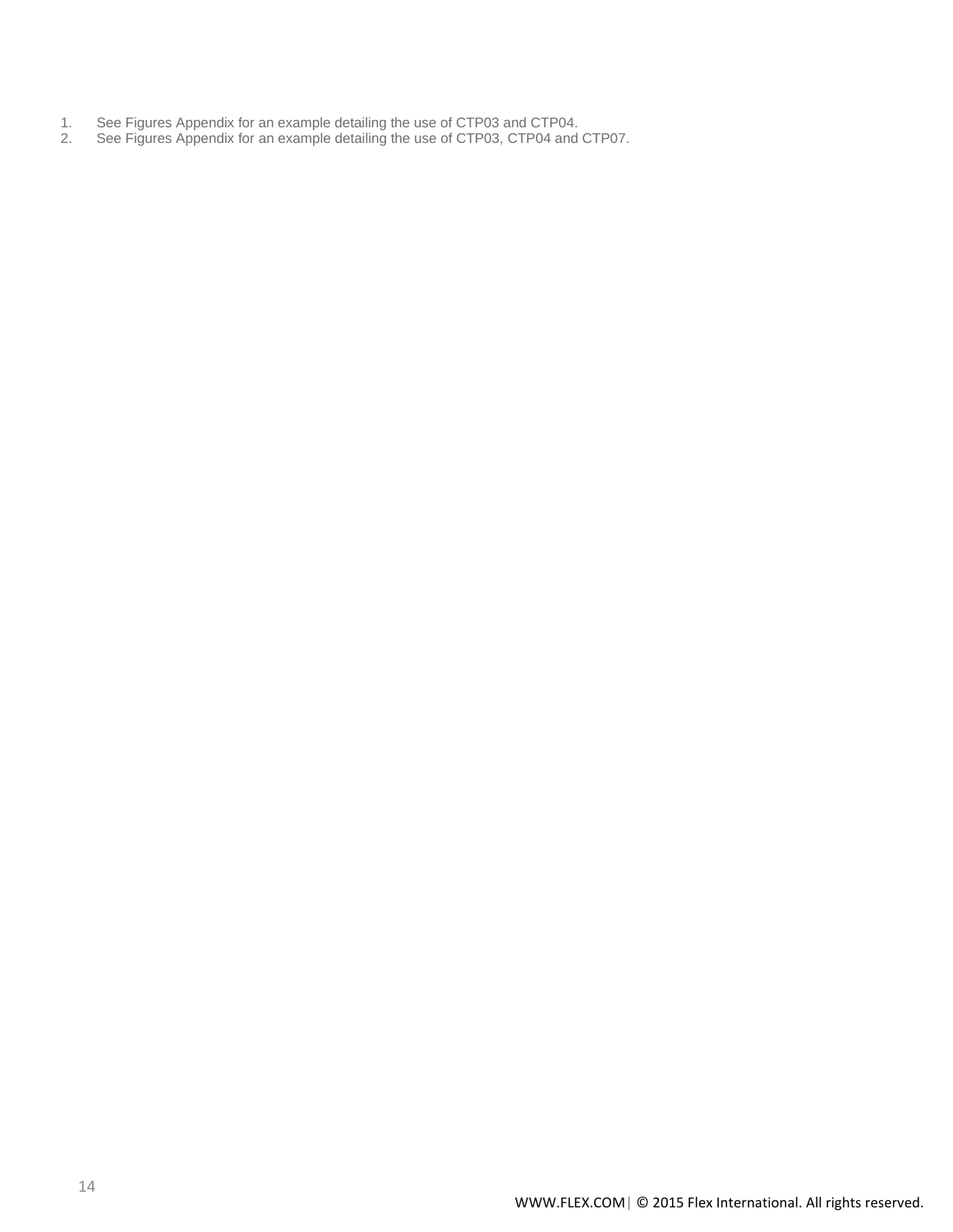1. See Figures Appendix for an example detailing the use of CTP03 and CTP04.
2. See Figures Appendix for an example detailing the use of CTP03, CTP04 and CTP07.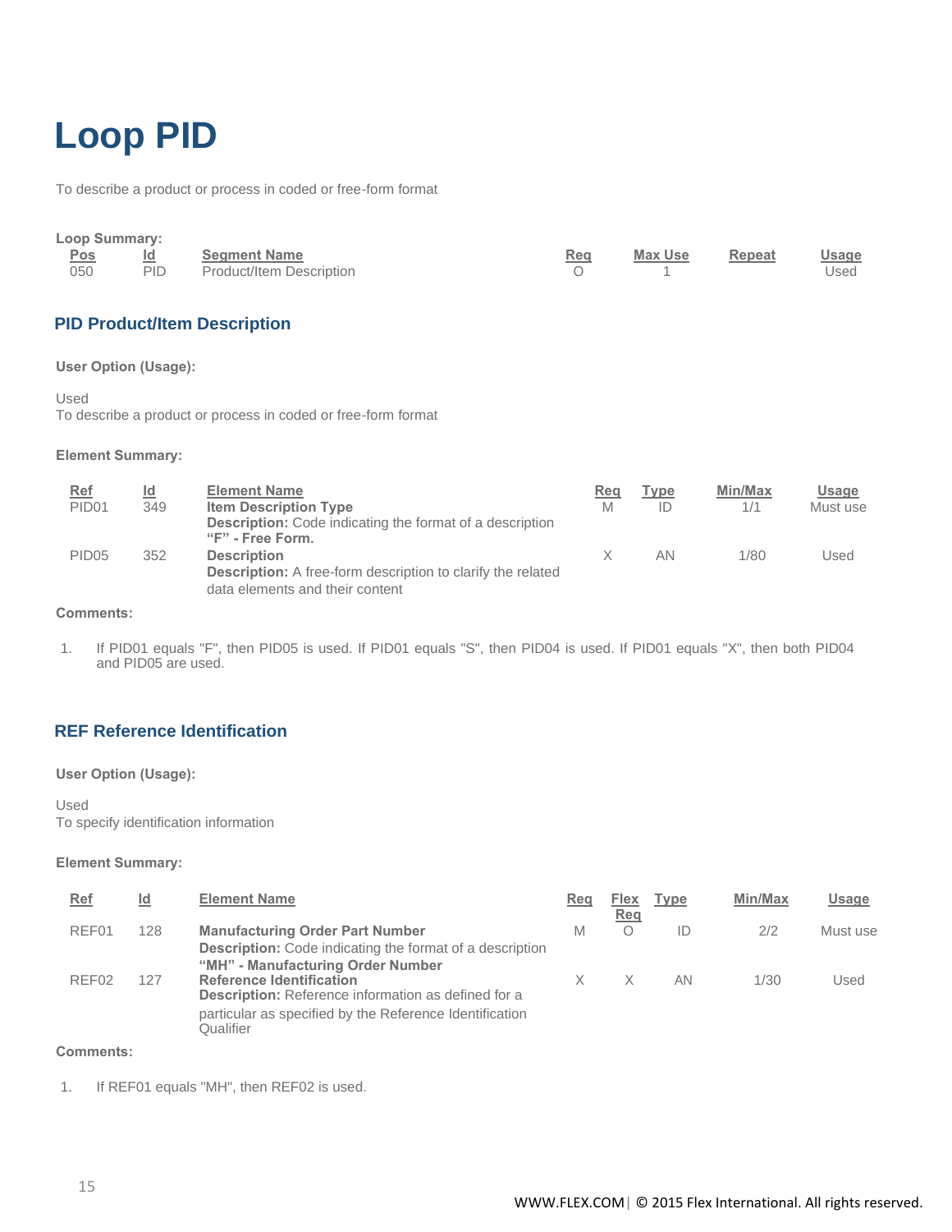# Loop PID

To describe a product or process in coded or free-form format

**Loop Summary:**

| Pos | Id | Segment Name | Req | Max Use | Repeat | Usage |
|---|---|---|---|---|---|---|
| 050 | PID | Product/Item Description | O | 1 | | Used |

## PID Product/Item Description

**User Option (Usage):**

Used
To describe a product or process in coded or free-form format

**Element Summary:**

| Ref | Id | Element Name | Req | Type | Min/Max | Usage |
|---|---|---|---|---|---|---|
| PID01 | 349 | **Item Description Type** **Description:** Code indicating the format of a description **"F" - Free Form.** | M | ID | 1/1 | Must use |
| PID05 | 352 | **Description** **Description:** A free-form description to clarify the related data elements and their content | X | AN | 1/80 | Used |

**Comments:**

1. If PID01 equals "F", then PID05 is used. If PID01 equals "S", then PID04 is used. If PID01 equals "X", then both PID04 and PID05 are used.

## REF Reference Identification

**User Option (Usage):**

Used
To specify identification information

**Element Summary:**

| Ref | Id | Element Name | Req | Flex Req | Type | Min/Max | Usage |
|---|---|---|---|---|---|---|---|
| REF01 | 128 | **Manufacturing Order Part Number** **Description:** Code indicating the format of a description **"MH" - Manufacturing Order Number** | M | O | ID | 2/2 | Must use |
| REF02 | 127 | **Reference Identification** **Description:** Reference information as defined for a particular as specified by the Reference Identification Qualifier | X | X | AN | 1/30 | Used |

**Comments:**

1. If REF01 equals "MH", then REF02 is used.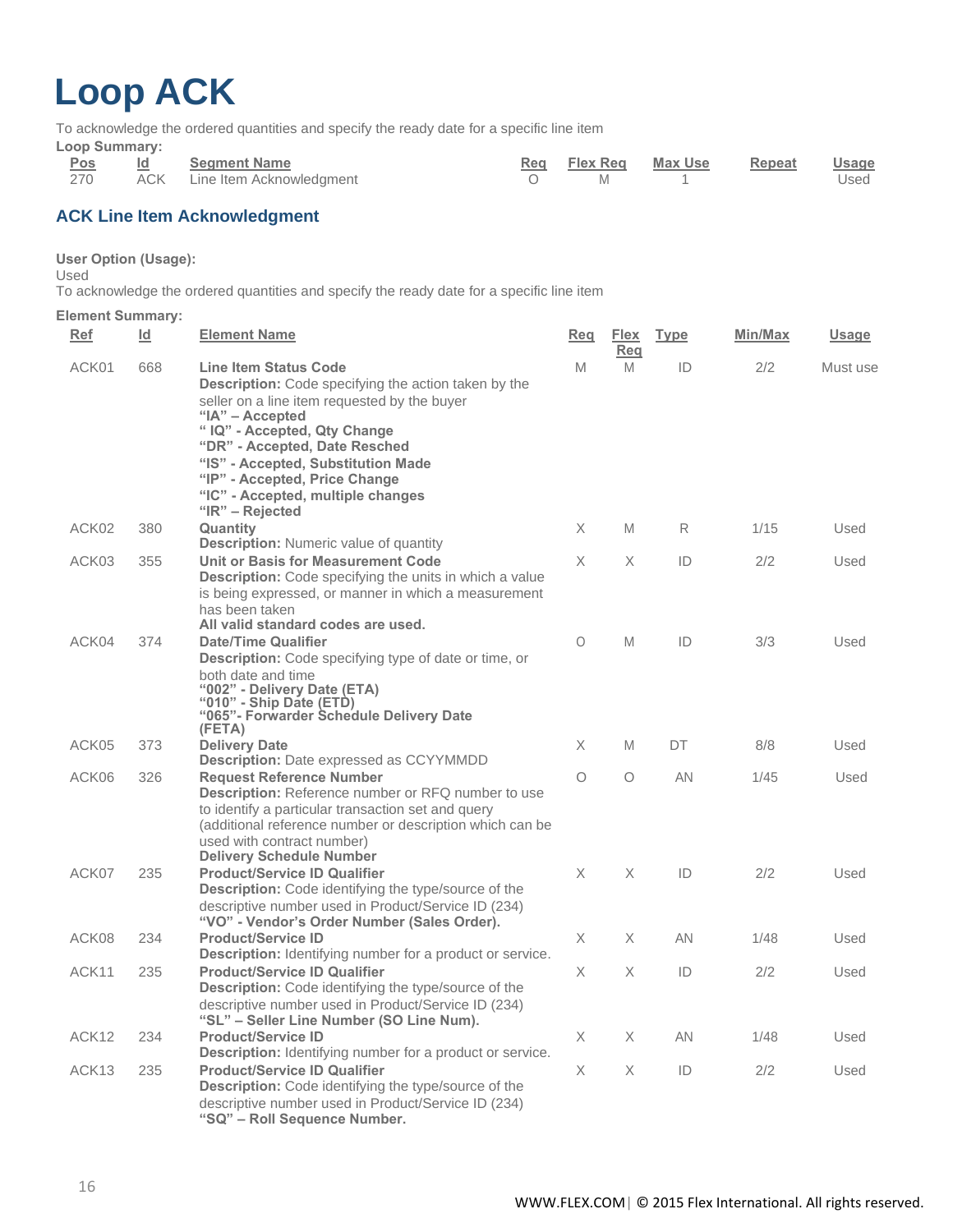# Loop ACK

To acknowledge the ordered quantities and specify the ready date for a specific line item

**Loop Summary:**

| Pos | Id | Segment Name | Req | Flex Req | Max Use | Repeat | Usage |
|---|---|---|---|---|---|---|---|
| 270 | ACK | Line Item Acknowledgment | O | M | 1 | | Used |

### ACK Line Item Acknowledgment

**User Option (Usage):**
Used
To acknowledge the ordered quantities and specify the ready date for a specific line item

**Element Summary:**

| Ref | Id | Element Name | Req | Flex Req | Type | Min/Max | Usage |
|---|---|---|---|---|---|---|---|
| ACK01 | 668 | **Line Item Status Code**<br>**Description:** Code specifying the action taken by the seller on a line item requested by the buyer<br>**"IA" – Accepted**<br>**" IQ" - Accepted, Qty Change**<br>**"DR" - Accepted, Date Resched**<br>**"IS" - Accepted, Substitution Made**<br>**"IP" - Accepted, Price Change**<br>**"IC" - Accepted, multiple changes**<br>**"IR" – Rejected** | M | M | ID | 2/2 | Must use |
| ACK02 | 380 | **Quantity**<br>**Description:** Numeric value of quantity | X | M | R | 1/15 | Used |
| ACK03 | 355 | **Unit or Basis for Measurement Code**<br>**Description:** Code specifying the units in which a value is being expressed, or manner in which a measurement has been taken<br>**All valid standard codes are used.** | X | X | ID | 2/2 | Used |
| ACK04 | 374 | **Date/Time Qualifier**<br>**Description:** Code specifying type of date or time, or both date and time<br>**"002" - Delivery Date (ETA)**<br>**"010" - Ship Date (ETD)**<br>**"065"- Forwarder Schedule Delivery Date (FETA)** | O | M | ID | 3/3 | Used |
| ACK05 | 373 | **Delivery Date**<br>**Description:** Date expressed as CCYYMMDD | X | M | DT | 8/8 | Used |
| ACK06 | 326 | **Request Reference Number**<br>**Description:** Reference number or RFQ number to use to identify a particular transaction set and query (additional reference number or description which can be used with contract number)<br>**Delivery Schedule Number** | O | O | AN | 1/45 | Used |
| ACK07 | 235 | **Product/Service ID Qualifier**<br>**Description:** Code identifying the type/source of the descriptive number used in Product/Service ID (234)<br>**"VO" - Vendor's Order Number (Sales Order).** | X | X | ID | 2/2 | Used |
| ACK08 | 234 | **Product/Service ID**<br>**Description:** Identifying number for a product or service. | X | X | AN | 1/48 | Used |
| ACK11 | 235 | **Product/Service ID Qualifier**<br>**Description:** Code identifying the type/source of the descriptive number used in Product/Service ID (234)<br>**"SL" – Seller Line Number (SO Line Num).** | X | X | ID | 2/2 | Used |
| ACK12 | 234 | **Product/Service ID**<br>**Description:** Identifying number for a product or service. | X | X | AN | 1/48 | Used |
| ACK13 | 235 | **Product/Service ID Qualifier**<br>**Description:** Code identifying the type/source of the descriptive number used in Product/Service ID (234)<br>**"SQ" – Roll Sequence Number.** | X | X | ID | 2/2 | Used |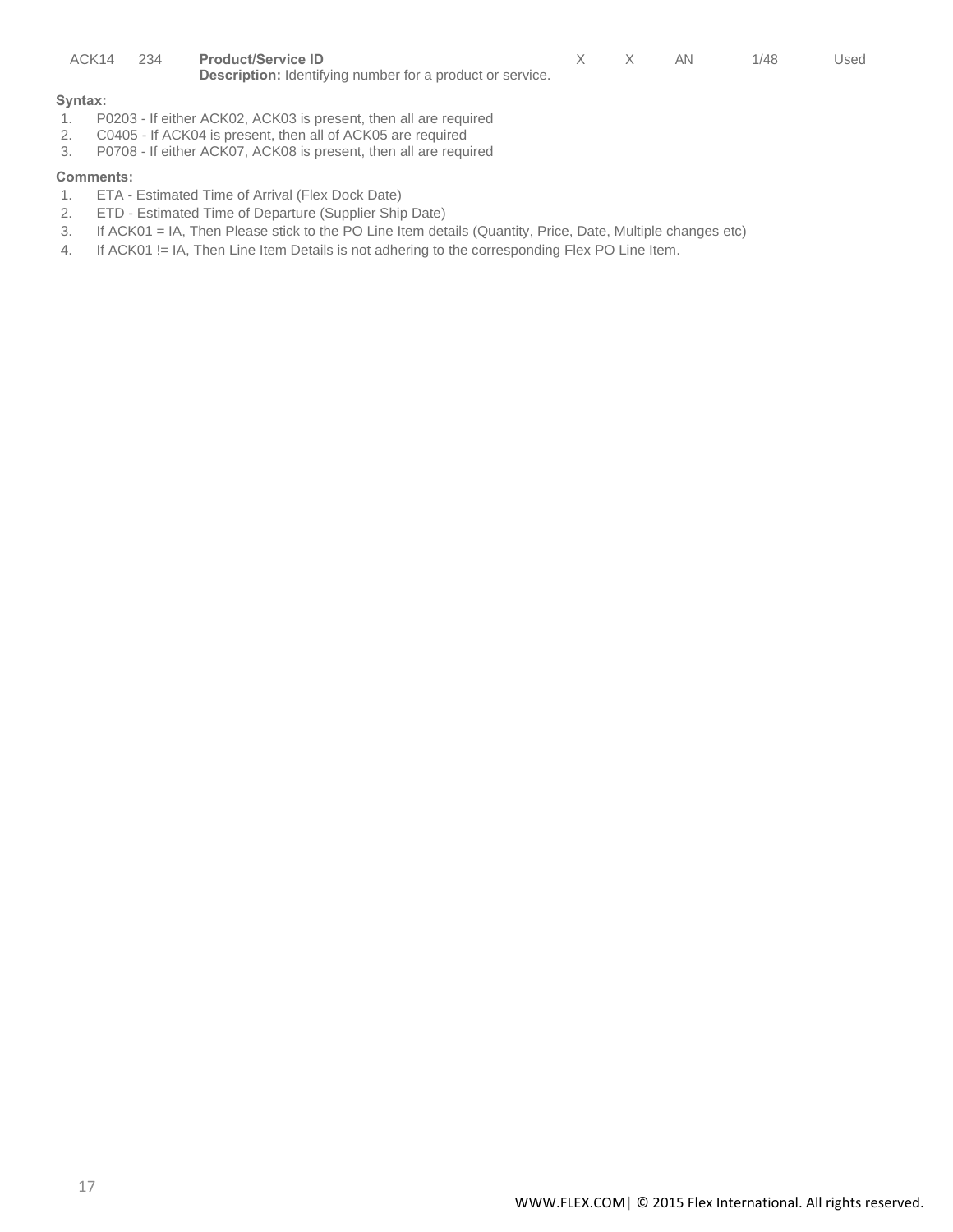| ACK14 | 234 | **Product/Service ID**<br>**Description:** Identifying number for a product or service. | X | X | AN | 1/48 | Used |
|---|---|---|---|---|---|---|---|

**Syntax:**

1. P0203 - If either ACK02, ACK03 is present, then all are required
2. C0405 - If ACK04 is present, then all of ACK05 are required
3. P0708 - If either ACK07, ACK08 is present, then all are required

**Comments:**

1. ETA - Estimated Time of Arrival (Flex Dock Date)
2. ETD - Estimated Time of Departure (Supplier Ship Date)
3. If ACK01 = IA, Then Please stick to the PO Line Item details (Quantity, Price, Date, Multiple changes etc)
4. If ACK01 != IA, Then Line Item Details is not adhering to the corresponding Flex PO Line Item.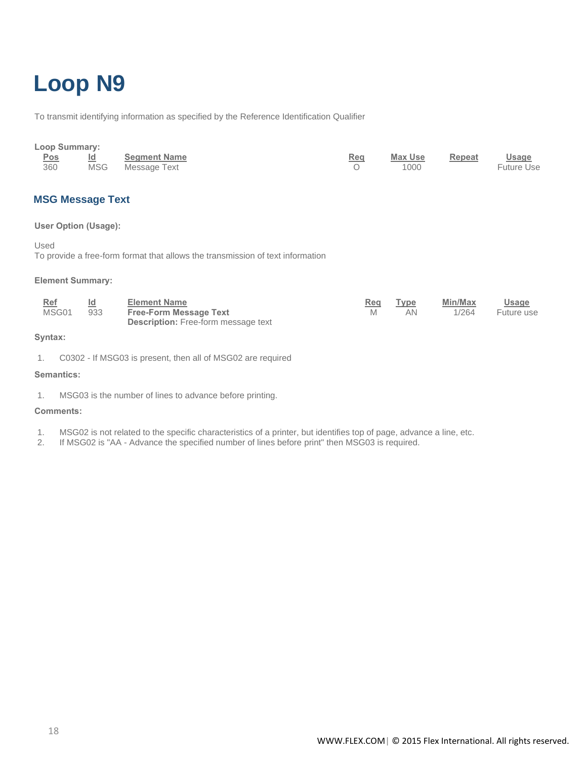# Loop N9

To transmit identifying information as specified by the Reference Identification Qualifier

**Loop Summary:**

| Pos | Id | Segment Name | Req | Max Use | Repeat | Usage |
|---|---|---|---|---|---|---|
| 360 | MSG | Message Text | O | 1000 | | Future Use |

## MSG Message Text

**User Option (Usage):**

Used
To provide a free-form format that allows the transmission of text information

**Element Summary:**

| Ref | Id | Element Name | Req | Type | Min/Max | Usage |
|---|---|---|---|---|---|---|
| MSG01 | 933 | **Free-Form Message Text**<br>**Description:** Free-form message text | M | AN | 1/264 | Future use |

**Syntax:**

1. C0302 - If MSG03 is present, then all of MSG02 are required

**Semantics:**

1. MSG03 is the number of lines to advance before printing.

**Comments:**

1. MSG02 is not related to the specific characteristics of a printer, but identifies top of page, advance a line, etc.
2. If MSG02 is "AA - Advance the specified number of lines before print" then MSG03 is required.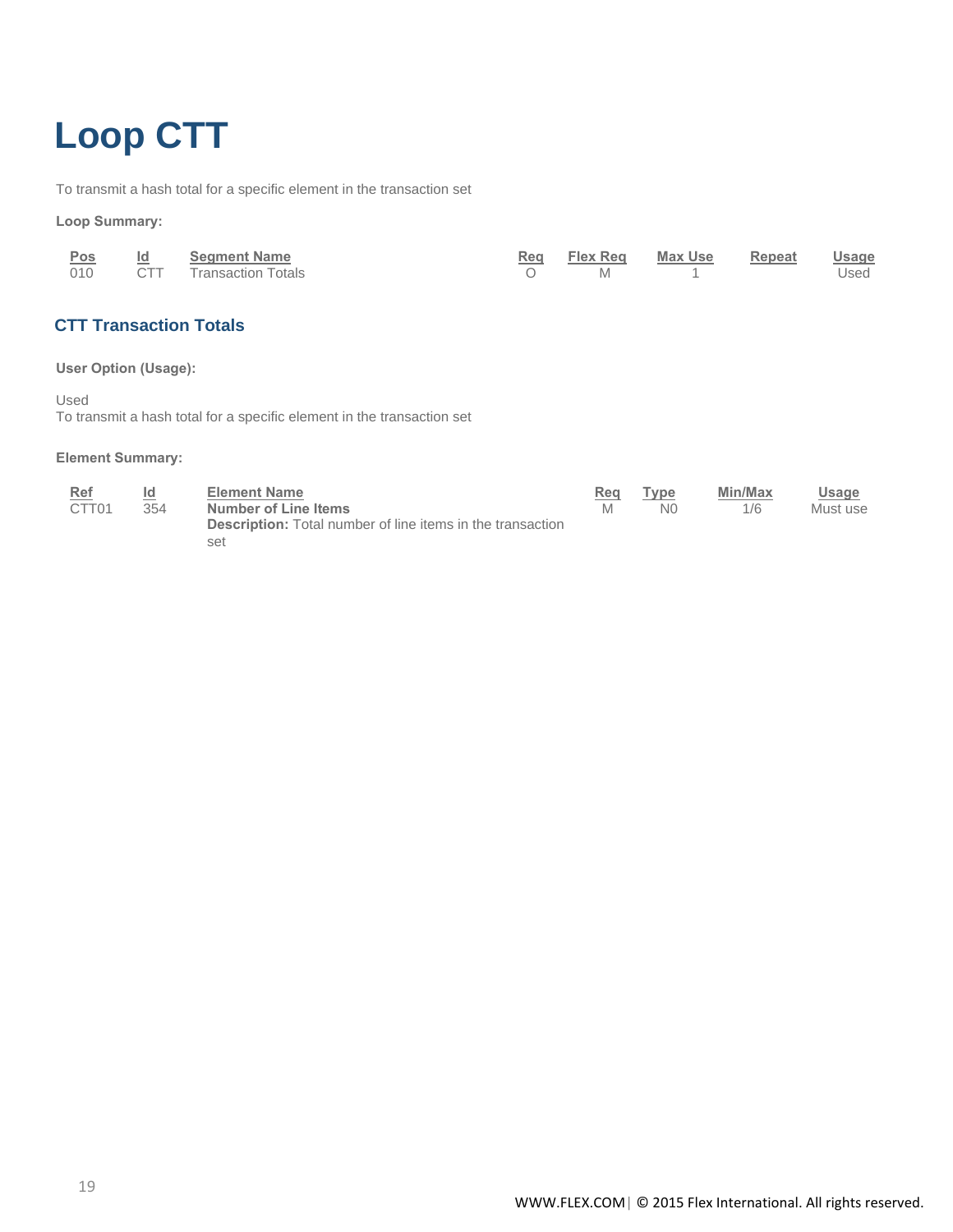# Loop CTT

To transmit a hash total for a specific element in the transaction set

**Loop Summary:**

| Pos | Id | Segment Name | Req | Flex Req | Max Use | Repeat | Usage |
|---|---|---|---|---|---|---|---|
| 010 | CTT | Transaction Totals | O | M | 1 | | Used |

## CTT Transaction Totals

**User Option (Usage):**

Used
To transmit a hash total for a specific element in the transaction set

**Element Summary:**

| Ref | Id | Element Name | Req | Type | Min/Max | Usage |
|---|---|---|---|---|---|---|
| CTT01 | 354 | **Number of Line Items** **Description:** Total number of line items in the transaction set | M | N0 | 1/6 | Must use |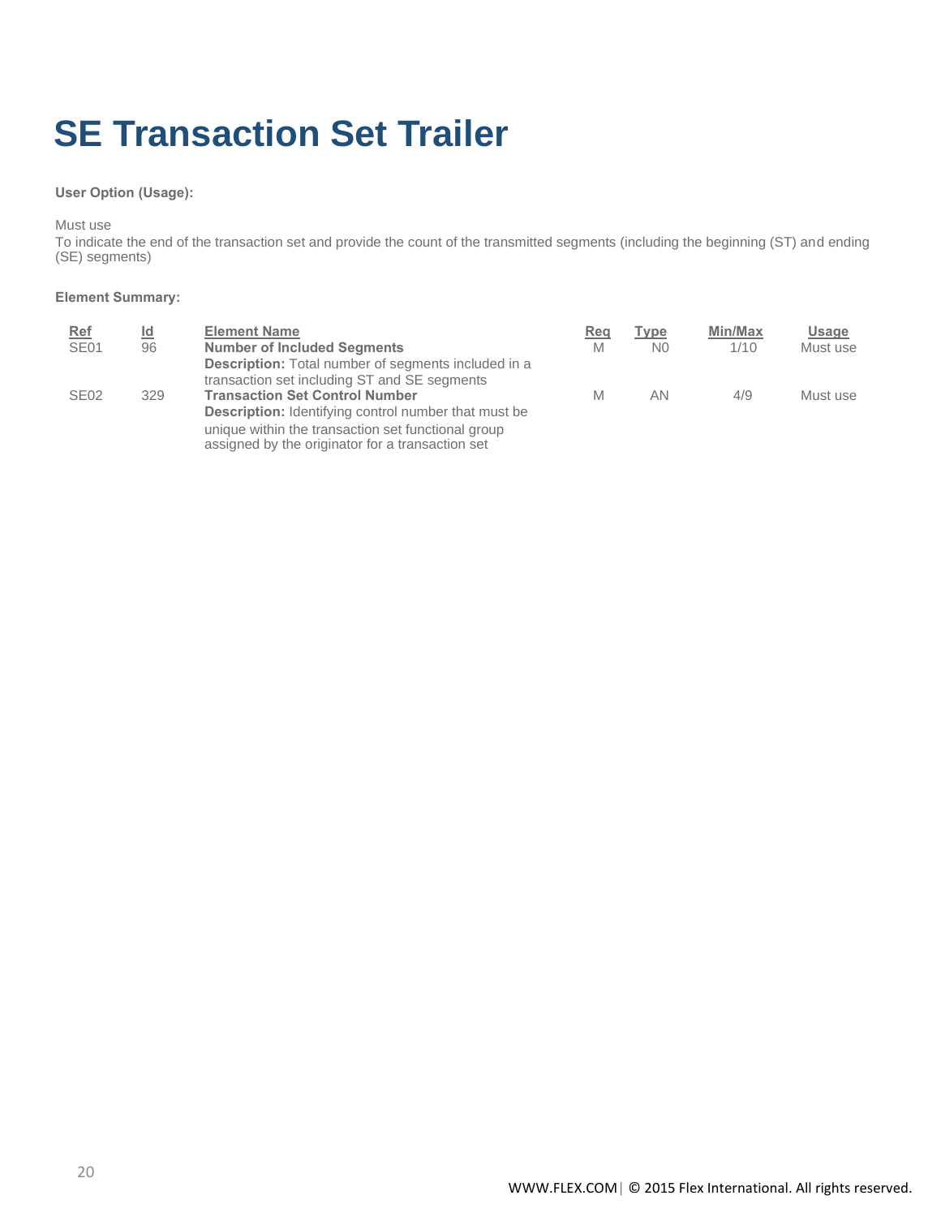# SE Transaction Set Trailer

**User Option (Usage):**

Must use
To indicate the end of the transaction set and provide the count of the transmitted segments (including the beginning (ST) and ending (SE) segments)

**Element Summary:**

| Ref | Id | Element Name | Req | Type | Min/Max | Usage |
| --- | --- | --- | --- | --- | --- | --- |
| SE01 | 96 | **Number of Included Segments**<br>**Description:** Total number of segments included in a transaction set including ST and SE segments | M | N0 | 1/10 | Must use |
| SE02 | 329 | **Transaction Set Control Number**<br>**Description:** Identifying control number that must be unique within the transaction set functional group assigned by the originator for a transaction set | M | AN | 4/9 | Must use |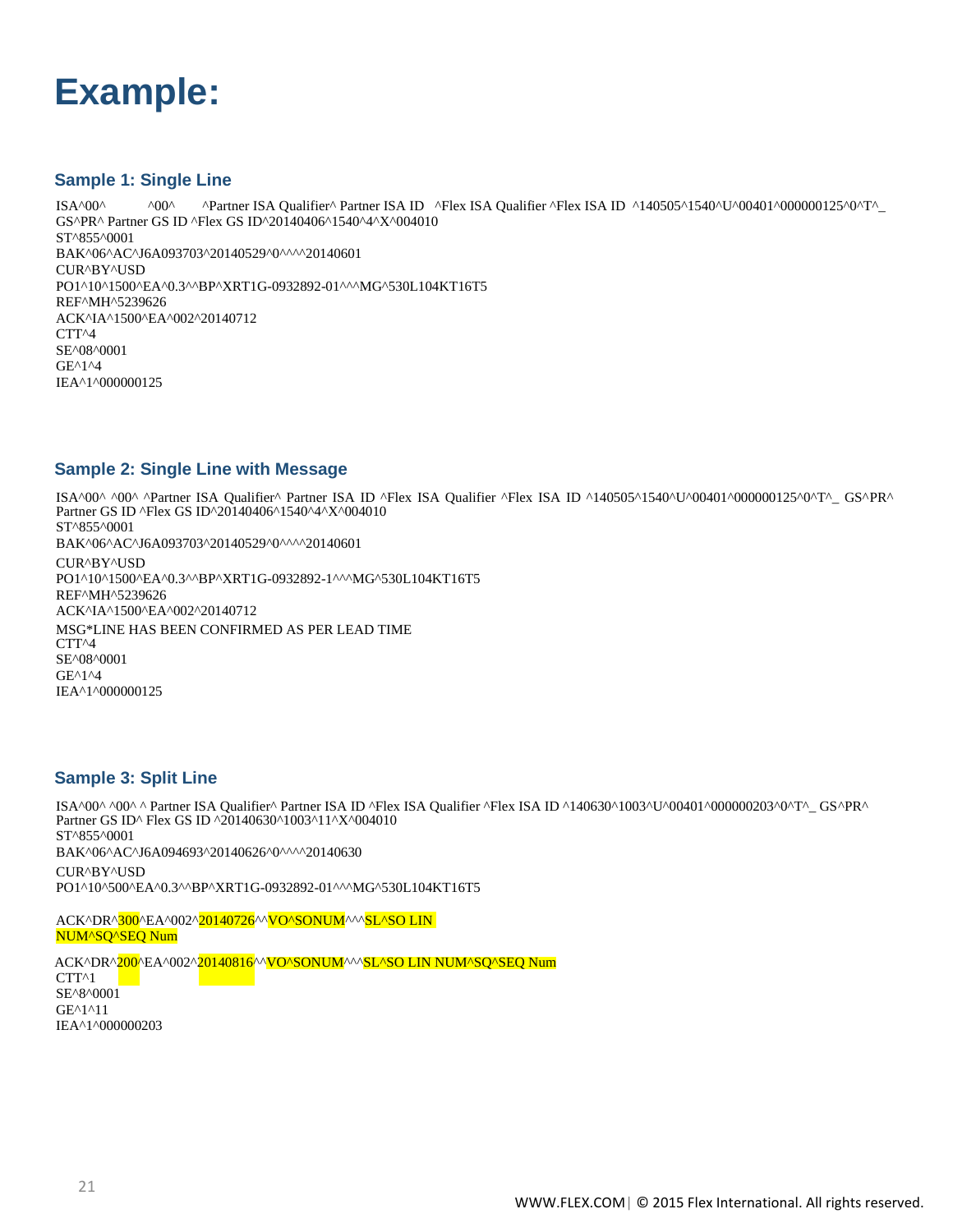# Example:

### Sample 1: Single Line

```
ISA^00^          ^00^        ^Partner ISA Qualifier^ Partner ISA ID   ^Flex ISA Qualifier ^Flex ISA ID  ^140505^1540^U^00401^000000125^0^T^_
GS^PR^ Partner GS ID ^Flex GS ID^20140406^1540^4^X^004010
ST^855^0001
BAK^06^AC^J6A093703^20140529^0^^^^20140601
CUR^BY^USD
PO1^10^1500^EA^0.3^^BP^XRT1G-0932892-01^^^MG^530L104KT16T5
REF^MH^5239626
ACK^IA^1500^EA^002^20140712
CTT^4
SE^08^0001
GE^1^4
IEA^1^000000125
```

### Sample 2: Single Line with Message

```
ISA^00^ ^00^ ^Partner ISA Qualifier^ Partner ISA ID ^Flex ISA Qualifier ^Flex ISA ID ^140505^1540^U^00401^000000125^0^T^_ GS^PR^
Partner GS ID ^Flex GS ID^20140406^1540^4^X^004010
ST^855^0001
BAK^06^AC^J6A093703^20140529^0^^^^20140601
CUR^BY^USD
PO1^10^1500^EA^0.3^^BP^XRT1G-0932892-1^^^MG^530L104KT16T5
REF^MH^5239626
ACK^IA^1500^EA^002^20140712
MSG*LINE HAS BEEN CONFIRMED AS PER LEAD TIME
CTT^4
SE^08^0001
GE^1^4
IEA^1^000000125
```

### Sample 3: Split Line

```
ISA^00^ ^00^ ^ Partner ISA Qualifier^ Partner ISA ID ^Flex ISA Qualifier ^Flex ISA ID ^140630^1003^U^00401^000000203^0^T^_ GS^PR^
Partner GS ID^ Flex GS ID ^20140630^1003^11^X^004010
ST^855^0001
BAK^06^AC^J6A094693^20140626^0^^^^20140630
CUR^BY^USD
PO1^10^500^EA^0.3^^BP^XRT1G-0932892-01^^^MG^530L104KT16T5

ACK^DR^300^EA^002^20140726^^VO^SONUM^^^SL^SO LIN NUM^SQ^SEQ Num

ACK^DR^200^EA^002^20140816^^VO^SONUM^^^SL^SO LIN NUM^SQ^SEQ Num
CTT^1
SE^8^0001
GE^1^11
IEA^1^000000203
```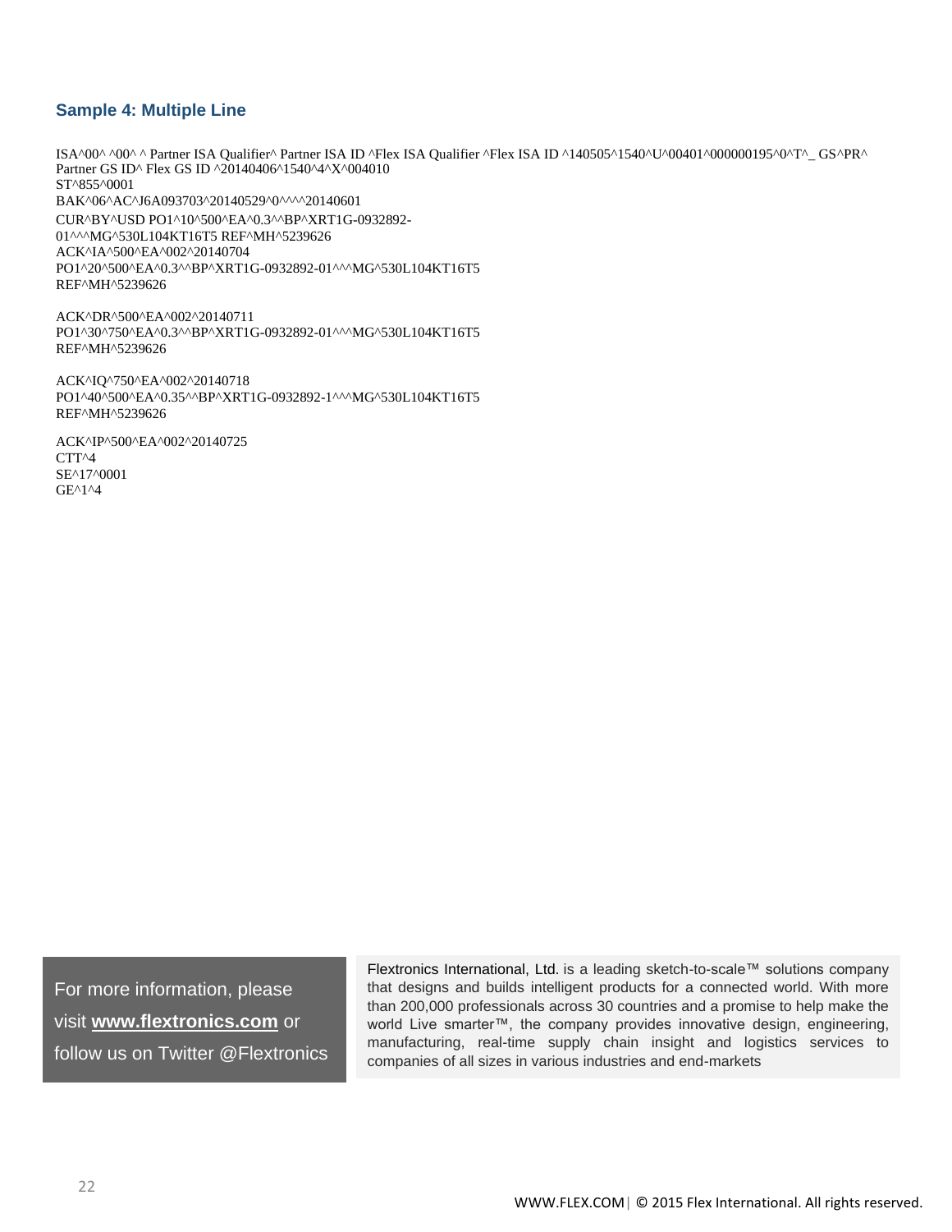### Sample 4: Multiple Line

```
ISA^00^ ^00^ ^ Partner ISA Qualifier^ Partner ISA ID ^Flex ISA Qualifier ^Flex ISA ID ^140505^1540^U^00401^000000195^0^T^_ GS^PR^
Partner GS ID^ Flex GS ID ^20140406^1540^4^X^004010
ST^855^0001
BAK^06^AC^J6A093703^20140529^0^^^^20140601
CUR^BY^USD PO1^10^500^EA^0.3^^BP^XRT1G-0932892-
01^^^MG^530L104KT16T5 REF^MH^5239626
ACK^IA^500^EA^002^20140704
PO1^20^500^EA^0.3^^BP^XRT1G-0932892-01^^^MG^530L104KT16T5
REF^MH^5239626

ACK^DR^500^EA^002^20140711
PO1^30^750^EA^0.3^^BP^XRT1G-0932892-01^^^MG^530L104KT16T5
REF^MH^5239626

ACK^IQ^750^EA^002^20140718
PO1^40^500^EA^0.35^^BP^XRT1G-0932892-1^^^MG^530L104KT16T5
REF^MH^5239626

ACK^IP^500^EA^002^20140725
CTT^4
SE^17^0001
GE^1^4
```

For more information, please visit **www.flextronics.com** or follow us on Twitter @Flextronics

Flextronics International, Ltd. is a leading sketch-to-scale™ solutions company that designs and builds intelligent products for a connected world. With more than 200,000 professionals across 30 countries and a promise to help make the world Live smarter™, the company provides innovative design, engineering, manufacturing, real-time supply chain insight and logistics services to companies of all sizes in various industries and end-markets